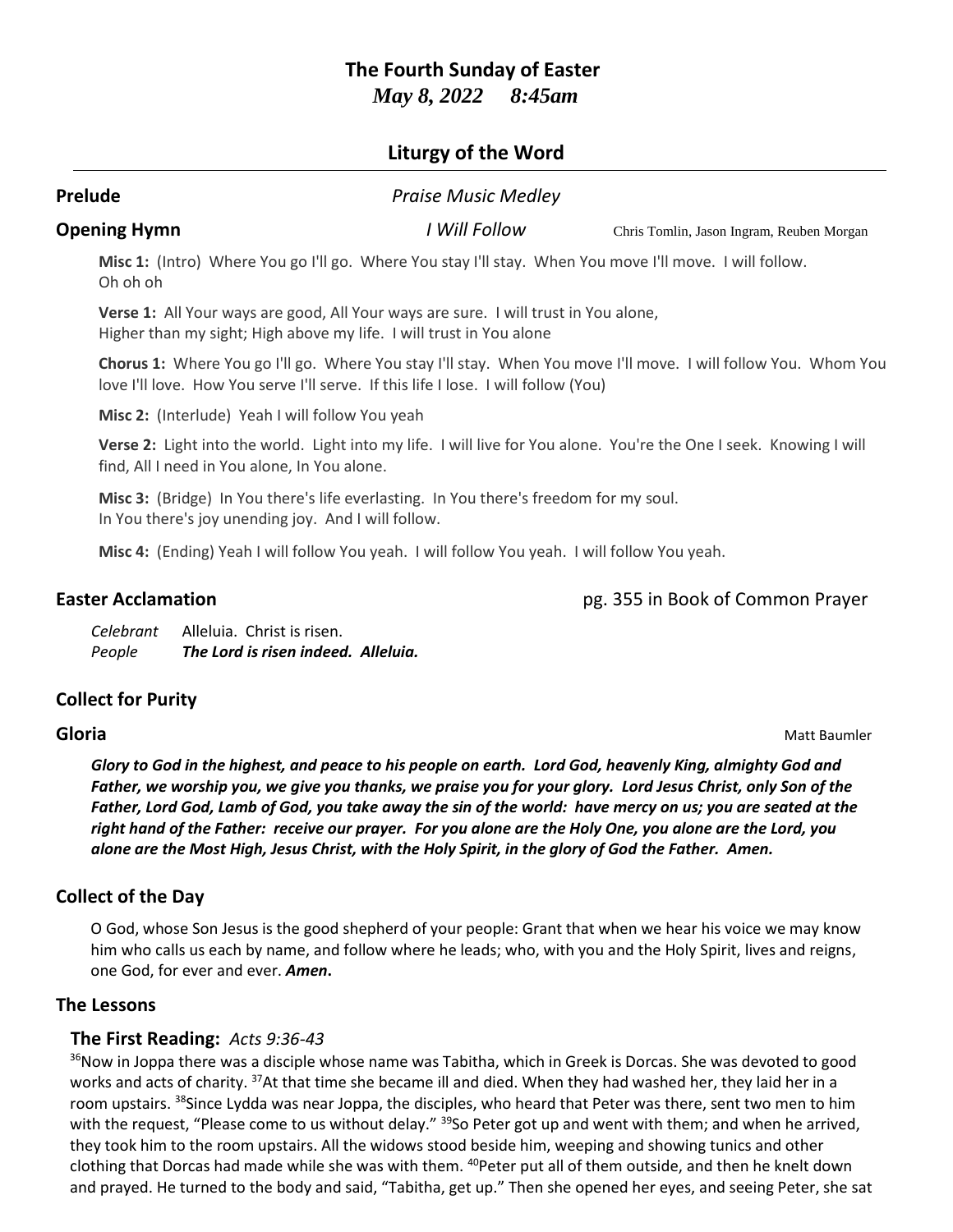# The Fourth Sunday of Easter

*May 8, 2022 8:45am*

## Liturgy of the Word

**Prelude** *Praise Music Medley*

**Opening Hymn** *I Will Follow* Chris Tomlin, Jason Ingram, Reuben Morgan

**Misc 1:** (Intro) Where You go I'll go. Where You stay I'll stay. When You move I'll move. I will follow. Oh oh oh

**Verse 1:** All Your ways are good, All Your ways are sure. I will trust in You alone, Higher than my sight; High above my life. I will trust in You alone

**Chorus 1:** Where You go I'll go. Where You stay I'll stay. When You move I'll move. I will follow You. Whom You love I'll love. How You serve I'll serve. If this life I lose. I will follow (You)

**Misc 2:** (Interlude) Yeah I will follow You yeah

**Verse 2:** Light into the world. Light into my life. I will live for You alone. You're the One I seek. Knowing I will find, All I need in You alone, In You alone.

**Misc 3:** (Bridge) In You there's life everlasting. In You there's freedom for my soul. In You there's joy unending joy. And I will follow.

**Misc 4:** (Ending) Yeah I will follow You yeah. I will follow You yeah. I will follow You yeah.

**Easter Acclamation** pg. 355 in Book of Common Prayer

*Celebrant* Alleluia. Christ is risen.
*People* ***The Lord is risen indeed. Alleluia.***

### Collect for Purity

**Gloria** Matt Baumler

***Glory to God in the highest, and peace to his people on earth. Lord God, heavenly King, almighty God and Father, we worship you, we give you thanks, we praise you for your glory. Lord Jesus Christ, only Son of the Father, Lord God, Lamb of God, you take away the sin of the world: have mercy on us; you are seated at the right hand of the Father: receive our prayer. For you alone are the Holy One, you alone are the Lord, you alone are the Most High, Jesus Christ, with the Holy Spirit, in the glory of God the Father. Amen.***

### Collect of the Day

O God, whose Son Jesus is the good shepherd of your people: Grant that when we hear his voice we may know him who calls us each by name, and follow where he leads; who, with you and the Holy Spirit, lives and reigns, one God, for ever and ever. ***Amen.***

### The Lessons

#### The First Reading: *Acts 9:36-43*

[36]Now in Joppa there was a disciple whose name was Tabitha, which in Greek is Dorcas. She was devoted to good works and acts of charity. [37]At that time she became ill and died. When they had washed her, they laid her in a room upstairs. [38]Since Lydda was near Joppa, the disciples, who heard that Peter was there, sent two men to him with the request, "Please come to us without delay." [39]So Peter got up and went with them; and when he arrived, they took him to the room upstairs. All the widows stood beside him, weeping and showing tunics and other clothing that Dorcas had made while she was with them. [40]Peter put all of them outside, and then he knelt down and prayed. He turned to the body and said, "Tabitha, get up." Then she opened her eyes, and seeing Peter, she sat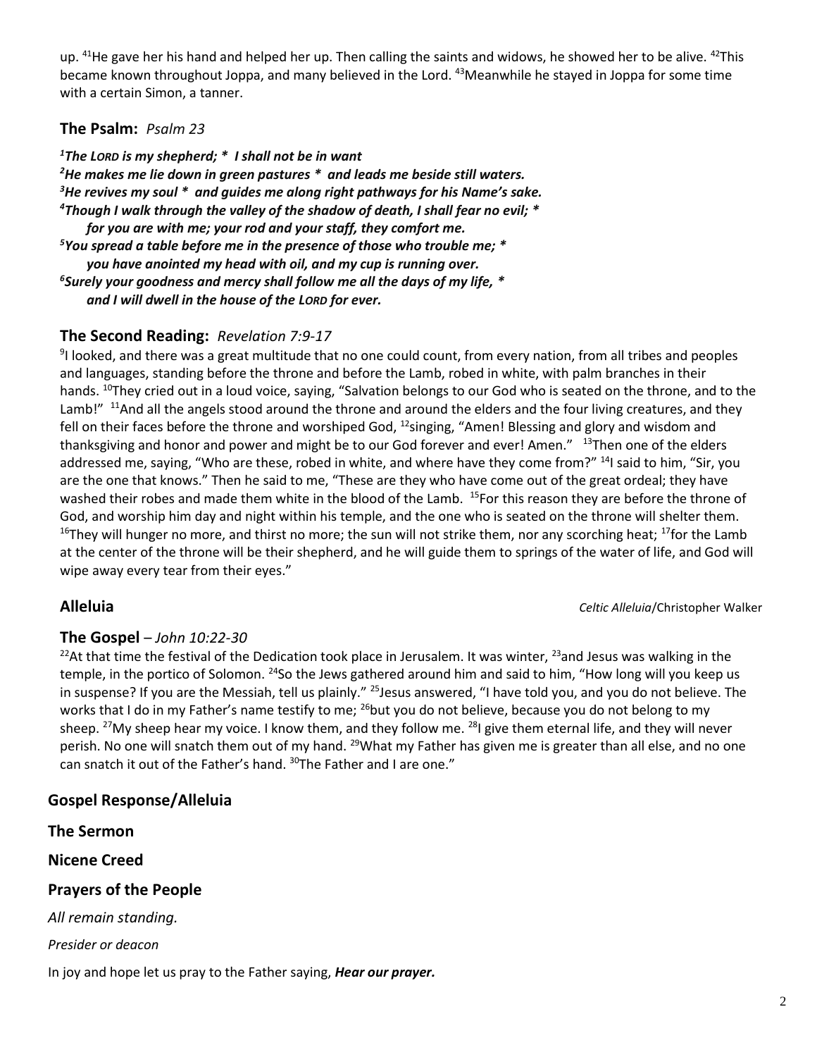up. [41]He gave her his hand and helped her up. Then calling the saints and widows, he showed her to be alive. [42]This became known throughout Joppa, and many believed in the Lord. [43]Meanwhile he stayed in Joppa for some time with a certain Simon, a tanner.

### The Psalm: *Psalm 23*

***[1]The LORD is my shepherd; * I shall not be in want***
***[2]He makes me lie down in green pastures * and leads me beside still waters.***
***[3]He revives my soul * and guides me along right pathways for his Name's sake.***
***[4]Though I walk through the valley of the shadow of death, I shall fear no evil; ****
***for you are with me; your rod and your staff, they comfort me.***
***[5]You spread a table before me in the presence of those who trouble me; ****
***you have anointed my head with oil, and my cup is running over.***
***[6]Surely your goodness and mercy shall follow me all the days of my life, ****
***and I will dwell in the house of the LORD for ever.***

### The Second Reading: *Revelation 7:9-17*

[9]I looked, and there was a great multitude that no one could count, from every nation, from all tribes and peoples and languages, standing before the throne and before the Lamb, robed in white, with palm branches in their hands. [10]They cried out in a loud voice, saying, "Salvation belongs to our God who is seated on the throne, and to the Lamb!" [11]And all the angels stood around the throne and around the elders and the four living creatures, and they fell on their faces before the throne and worshiped God, [12]singing, "Amen! Blessing and glory and wisdom and thanksgiving and honor and power and might be to our God forever and ever! Amen." [13]Then one of the elders addressed me, saying, "Who are these, robed in white, and where have they come from?" [14]I said to him, "Sir, you are the one that knows." Then he said to me, "These are they who have come out of the great ordeal; they have washed their robes and made them white in the blood of the Lamb. [15]For this reason they are before the throne of God, and worship him day and night within his temple, and the one who is seated on the throne will shelter them. [16]They will hunger no more, and thirst no more; the sun will not strike them, nor any scorching heat; [17]for the Lamb at the center of the throne will be their shepherd, and he will guide them to springs of the water of life, and God will wipe away every tear from their eyes."

### Alleluia

*Celtic Alleluia*/Christopher Walker

### The Gospel – *John 10:22-30*

[22]At that time the festival of the Dedication took place in Jerusalem. It was winter, [23]and Jesus was walking in the temple, in the portico of Solomon. [24]So the Jews gathered around him and said to him, "How long will you keep us in suspense? If you are the Messiah, tell us plainly." [25]Jesus answered, "I have told you, and you do not believe. The works that I do in my Father's name testify to me; [26]but you do not believe, because you do not belong to my sheep. [27]My sheep hear my voice. I know them, and they follow me. [28]I give them eternal life, and they will never perish. No one will snatch them out of my hand. [29]What my Father has given me is greater than all else, and no one can snatch it out of the Father's hand. [30]The Father and I are one."

## Gospel Response/Alleluia

## The Sermon

## Nicene Creed

## Prayers of the People

*All remain standing.*

*Presider or deacon*

In joy and hope let us pray to the Father saying, ***Hear our prayer.***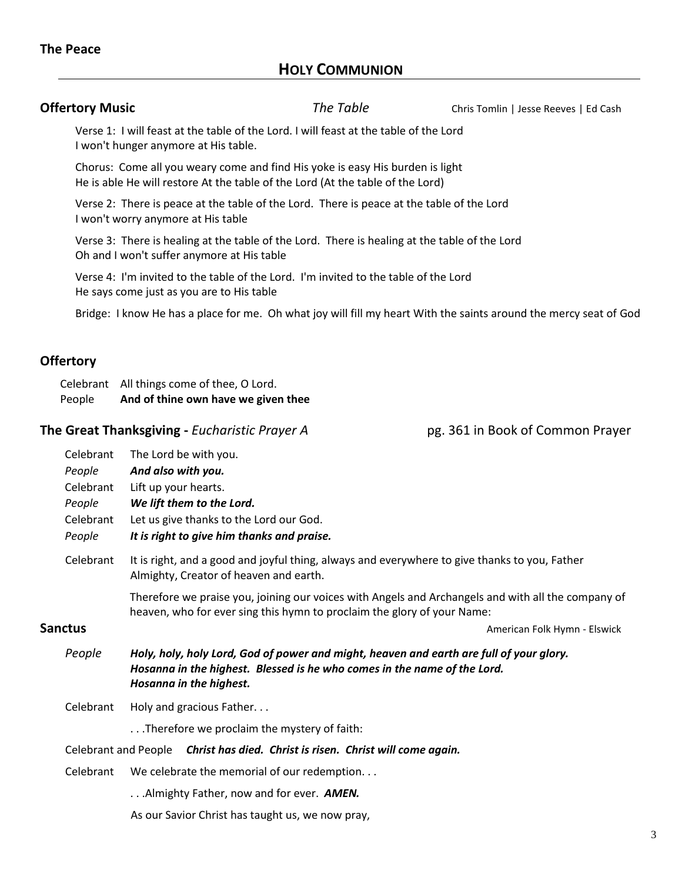**The Peace**

## HOLY COMMUNION

**Offertory Music** *The Table* Chris Tomlin | Jesse Reeves | Ed Cash

Verse 1: I will feast at the table of the Lord. I will feast at the table of the Lord
I won't hunger anymore at His table.

Chorus: Come all you weary come and find His yoke is easy His burden is light
He is able He will restore At the table of the Lord (At the table of the Lord)

Verse 2: There is peace at the table of the Lord. There is peace at the table of the Lord
I won't worry anymore at His table

Verse 3: There is healing at the table of the Lord. There is healing at the table of the Lord
Oh and I won't suffer anymore at His table

Verse 4: I'm invited to the table of the Lord. I'm invited to the table of the Lord
He says come just as you are to His table

Bridge: I know He has a place for me. Oh what joy will fill my heart With the saints around the mercy seat of God

### Offertory

Celebrant All things come of thee, O Lord.
People **And of thine own have we given thee**

### The Great Thanksgiving - *Eucharistic Prayer A* pg. 361 in Book of Common Prayer

Celebrant The Lord be with you.
*People* ***And also with you.***
Celebrant Lift up your hearts.
*People* ***We lift them to the Lord.***
Celebrant Let us give thanks to the Lord our God.
*People* ***It is right to give him thanks and praise.***

Celebrant It is right, and a good and joyful thing, always and everywhere to give thanks to you, Father Almighty, Creator of heaven and earth.

Therefore we praise you, joining our voices with Angels and Archangels and with all the company of heaven, who for ever sing this hymn to proclaim the glory of your Name:

**Sanctus** American Folk Hymn - Elswick

*People* ***Holy, holy, holy Lord, God of power and might, heaven and earth are full of your glory. Hosanna in the highest. Blessed is he who comes in the name of the Lord. Hosanna in the highest.***

Celebrant Holy and gracious Father. . .

. . .Therefore we proclaim the mystery of faith:

Celebrant and People ***Christ has died. Christ is risen. Christ will come again.***

Celebrant We celebrate the memorial of our redemption. . .

. . .Almighty Father, now and for ever. ***AMEN.***

As our Savior Christ has taught us, we now pray,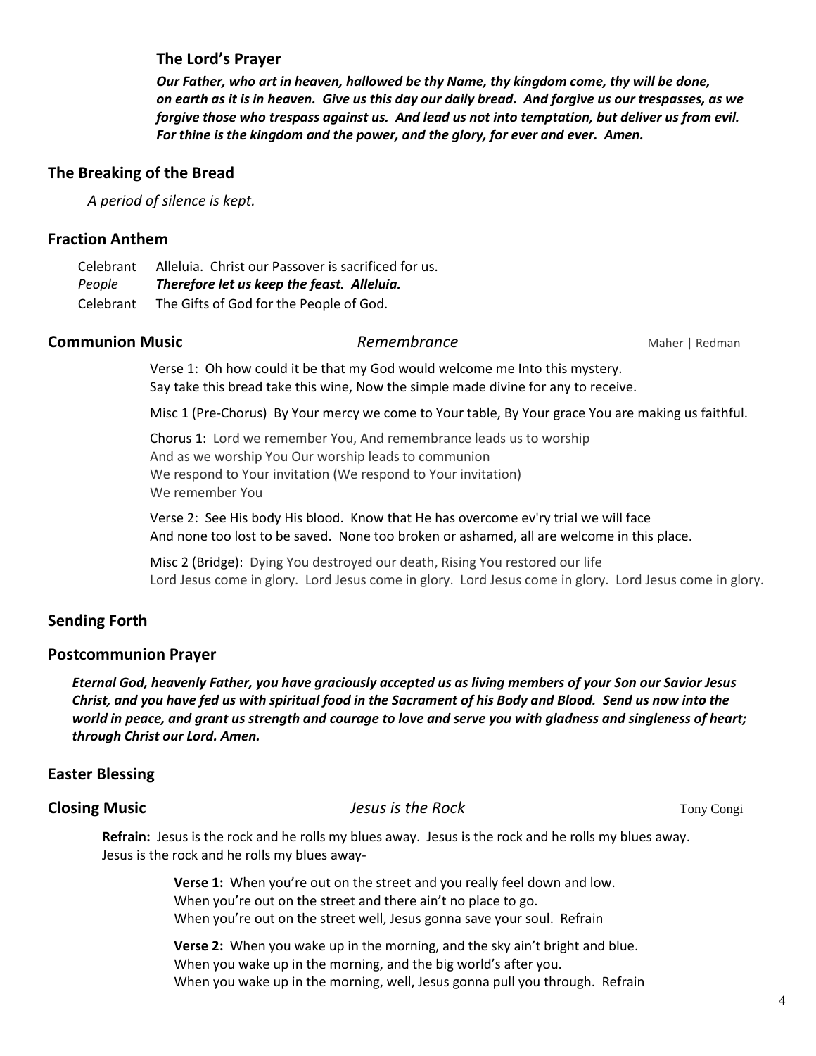### The Lord's Prayer

***Our Father, who art in heaven, hallowed be thy Name, thy kingdom come, thy will be done, on earth as it is in heaven. Give us this day our daily bread. And forgive us our trespasses, as we forgive those who trespass against us. And lead us not into temptation, but deliver us from evil. For thine is the kingdom and the power, and the glory, for ever and ever. Amen.***

## The Breaking of the Bread

*A period of silence is kept.*

## Fraction Anthem

Celebrant Alleluia. Christ our Passover is sacrificed for us.
*People* ***Therefore let us keep the feast. Alleluia.***
Celebrant The Gifts of God for the People of God.

## Communion Music *Remembrance* Maher | Redman

Verse 1: Oh how could it be that my God would welcome me Into this mystery.
Say take this bread take this wine, Now the simple made divine for any to receive.

Misc 1 (Pre-Chorus) By Your mercy we come to Your table, By Your grace You are making us faithful.

Chorus 1: Lord we remember You, And remembrance leads us to worship
And as we worship You Our worship leads to communion
We respond to Your invitation (We respond to Your invitation)
We remember You

Verse 2: See His body His blood. Know that He has overcome ev'ry trial we will face
And none too lost to be saved. None too broken or ashamed, all are welcome in this place.

Misc 2 (Bridge): Dying You destroyed our death, Rising You restored our life
Lord Jesus come in glory. Lord Jesus come in glory. Lord Jesus come in glory. Lord Jesus come in glory.

## Sending Forth

## Postcommunion Prayer

***Eternal God, heavenly Father, you have graciously accepted us as living members of your Son our Savior Jesus Christ, and you have fed us with spiritual food in the Sacrament of his Body and Blood. Send us now into the world in peace, and grant us strength and courage to love and serve you with gladness and singleness of heart; through Christ our Lord. Amen.***

## Easter Blessing

## Closing Music *Jesus is the Rock* Tony Congi

**Refrain:** Jesus is the rock and he rolls my blues away. Jesus is the rock and he rolls my blues away.
Jesus is the rock and he rolls my blues away-

**Verse 1:** When you're out on the street and you really feel down and low.
When you're out on the street and there ain't no place to go.
When you're out on the street well, Jesus gonna save your soul. Refrain

**Verse 2:** When you wake up in the morning, and the sky ain't bright and blue.
When you wake up in the morning, and the big world's after you.
When you wake up in the morning, well, Jesus gonna pull you through. Refrain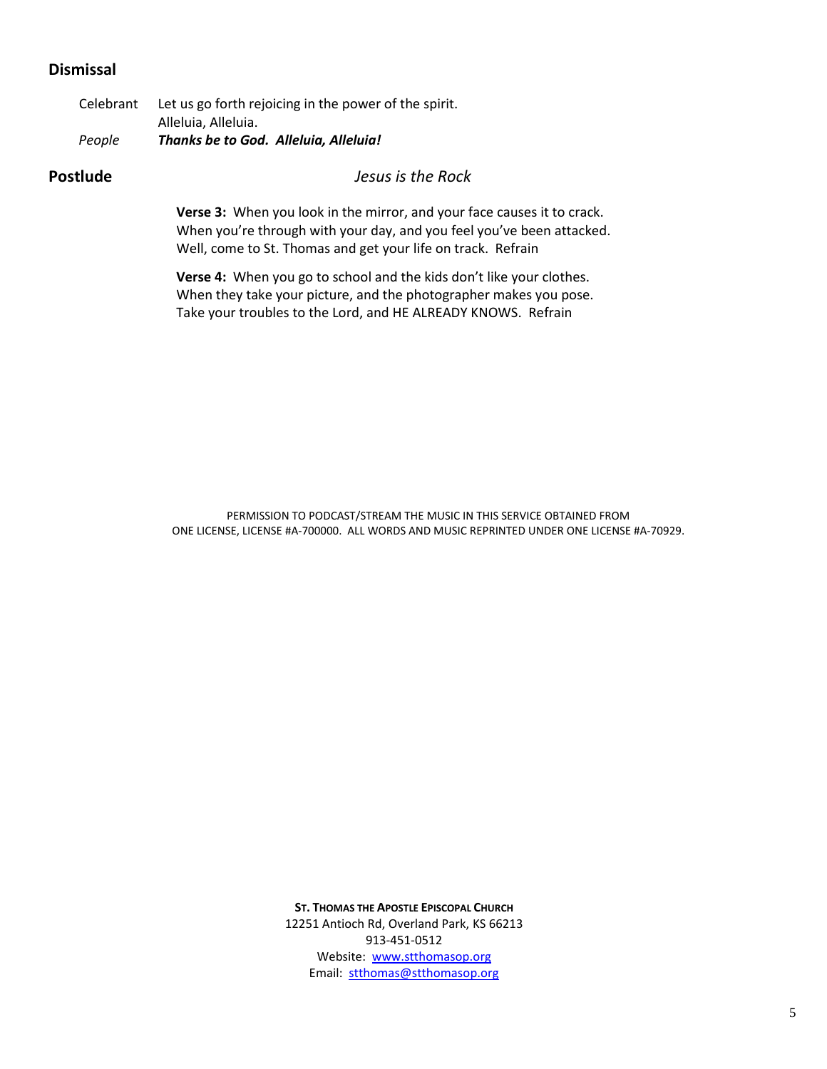## Dismissal

Celebrant Let us go forth rejoicing in the power of the spirit.
Alleluia, Alleluia.

*People* ***Thanks be to God. Alleluia, Alleluia!***

## Postlude *Jesus is the Rock*

**Verse 3:** When you look in the mirror, and your face causes it to crack.
When you're through with your day, and you feel you've been attacked.
Well, come to St. Thomas and get your life on track. Refrain

**Verse 4:** When you go to school and the kids don't like your clothes.
When they take your picture, and the photographer makes you pose.
Take your troubles to the Lord, and HE ALREADY KNOWS. Refrain

PERMISSION TO PODCAST/STREAM THE MUSIC IN THIS SERVICE OBTAINED FROM
ONE LICENSE, LICENSE #A-700000. ALL WORDS AND MUSIC REPRINTED UNDER ONE LICENSE #A-70929.

**ST. THOMAS THE APOSTLE EPISCOPAL CHURCH**
12251 Antioch Rd, Overland Park, KS 66213
913-451-0512
Website: www.stthomasop.org
Email: stthomas@stthomasop.org